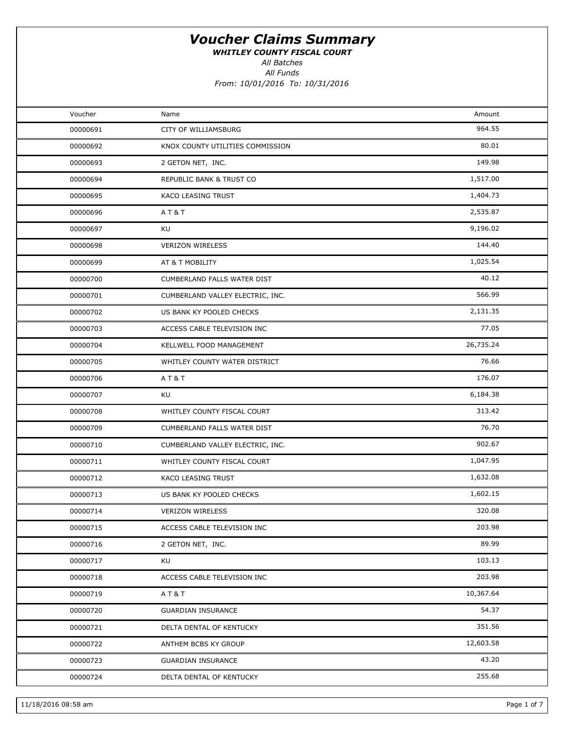# Voucher Claims Summary

***WHITLEY COUNTY FISCAL COURT***

*All Batches*

*All Funds*

*From: 10/01/2016 To: 10/31/2016*

| Voucher | Name | Amount |
|---|---|---|
| 00000691 | CITY OF WILLIAMSBURG | 964.55 |
| 00000692 | KNOX COUNTY UTILITIES COMMISSION | 80.01 |
| 00000693 | 2 GETON NET, INC. | 149.98 |
| 00000694 | REPUBLIC BANK & TRUST CO | 1,517.00 |
| 00000695 | KACO LEASING TRUST | 1,404.73 |
| 00000696 | A T & T | 2,535.87 |
| 00000697 | KU | 9,196.02 |
| 00000698 | VERIZON WIRELESS | 144.40 |
| 00000699 | AT & T MOBILITY | 1,025.54 |
| 00000700 | CUMBERLAND FALLS WATER DIST | 40.12 |
| 00000701 | CUMBERLAND VALLEY ELECTRIC, INC. | 566.99 |
| 00000702 | US BANK KY POOLED CHECKS | 2,131.35 |
| 00000703 | ACCESS CABLE TELEVISION INC | 77.05 |
| 00000704 | KELLWELL FOOD MANAGEMENT | 26,735.24 |
| 00000705 | WHITLEY COUNTY WATER DISTRICT | 76.66 |
| 00000706 | A T & T | 176.07 |
| 00000707 | KU | 6,184.38 |
| 00000708 | WHITLEY COUNTY FISCAL COURT | 313.42 |
| 00000709 | CUMBERLAND FALLS WATER DIST | 76.70 |
| 00000710 | CUMBERLAND VALLEY ELECTRIC, INC. | 902.67 |
| 00000711 | WHITLEY COUNTY FISCAL COURT | 1,047.95 |
| 00000712 | KACO LEASING TRUST | 1,632.08 |
| 00000713 | US BANK KY POOLED CHECKS | 1,602.15 |
| 00000714 | VERIZON WIRELESS | 320.08 |
| 00000715 | ACCESS CABLE TELEVISION INC | 203.98 |
| 00000716 | 2 GETON NET, INC. | 89.99 |
| 00000717 | KU | 103.13 |
| 00000718 | ACCESS CABLE TELEVISION INC | 203.98 |
| 00000719 | A T & T | 10,367.64 |
| 00000720 | GUARDIAN INSURANCE | 54.37 |
| 00000721 | DELTA DENTAL OF KENTUCKY | 351.56 |
| 00000722 | ANTHEM BCBS KY GROUP | 12,603.58 |
| 00000723 | GUARDIAN INSURANCE | 43.20 |
| 00000724 | DELTA DENTAL OF KENTUCKY | 255.68 |

11/18/2016 08:58 am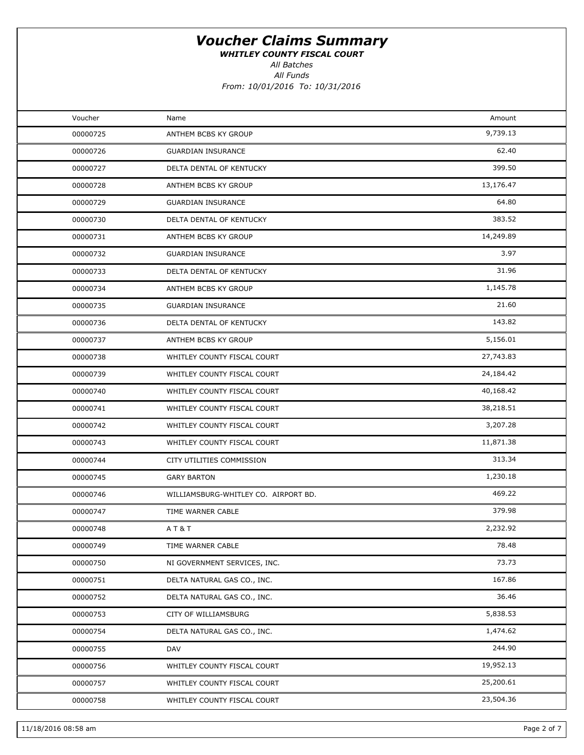# Voucher Claims Summary

***WHITLEY COUNTY FISCAL COURT***

*All Batches*

*All Funds*

*From: 10/01/2016 To: 10/31/2016*

| Voucher | Name | Amount |
|---|---|---|
| 00000725 | ANTHEM BCBS KY GROUP | 9,739.13 |
| 00000726 | GUARDIAN INSURANCE | 62.40 |
| 00000727 | DELTA DENTAL OF KENTUCKY | 399.50 |
| 00000728 | ANTHEM BCBS KY GROUP | 13,176.47 |
| 00000729 | GUARDIAN INSURANCE | 64.80 |
| 00000730 | DELTA DENTAL OF KENTUCKY | 383.52 |
| 00000731 | ANTHEM BCBS KY GROUP | 14,249.89 |
| 00000732 | GUARDIAN INSURANCE | 3.97 |
| 00000733 | DELTA DENTAL OF KENTUCKY | 31.96 |
| 00000734 | ANTHEM BCBS KY GROUP | 1,145.78 |
| 00000735 | GUARDIAN INSURANCE | 21.60 |
| 00000736 | DELTA DENTAL OF KENTUCKY | 143.82 |
| 00000737 | ANTHEM BCBS KY GROUP | 5,156.01 |
| 00000738 | WHITLEY COUNTY FISCAL COURT | 27,743.83 |
| 00000739 | WHITLEY COUNTY FISCAL COURT | 24,184.42 |
| 00000740 | WHITLEY COUNTY FISCAL COURT | 40,168.42 |
| 00000741 | WHITLEY COUNTY FISCAL COURT | 38,218.51 |
| 00000742 | WHITLEY COUNTY FISCAL COURT | 3,207.28 |
| 00000743 | WHITLEY COUNTY FISCAL COURT | 11,871.38 |
| 00000744 | CITY UTILITIES COMMISSION | 313.34 |
| 00000745 | GARY BARTON | 1,230.18 |
| 00000746 | WILLIAMSBURG-WHITLEY CO. AIRPORT BD. | 469.22 |
| 00000747 | TIME WARNER CABLE | 379.98 |
| 00000748 | A T & T | 2,232.92 |
| 00000749 | TIME WARNER CABLE | 78.48 |
| 00000750 | NI GOVERNMENT SERVICES, INC. | 73.73 |
| 00000751 | DELTA NATURAL GAS CO., INC. | 167.86 |
| 00000752 | DELTA NATURAL GAS CO., INC. | 36.46 |
| 00000753 | CITY OF WILLIAMSBURG | 5,838.53 |
| 00000754 | DELTA NATURAL GAS CO., INC. | 1,474.62 |
| 00000755 | DAV | 244.90 |
| 00000756 | WHITLEY COUNTY FISCAL COURT | 19,952.13 |
| 00000757 | WHITLEY COUNTY FISCAL COURT | 25,200.61 |
| 00000758 | WHITLEY COUNTY FISCAL COURT | 23,504.36 |

11/18/2016 08:58 am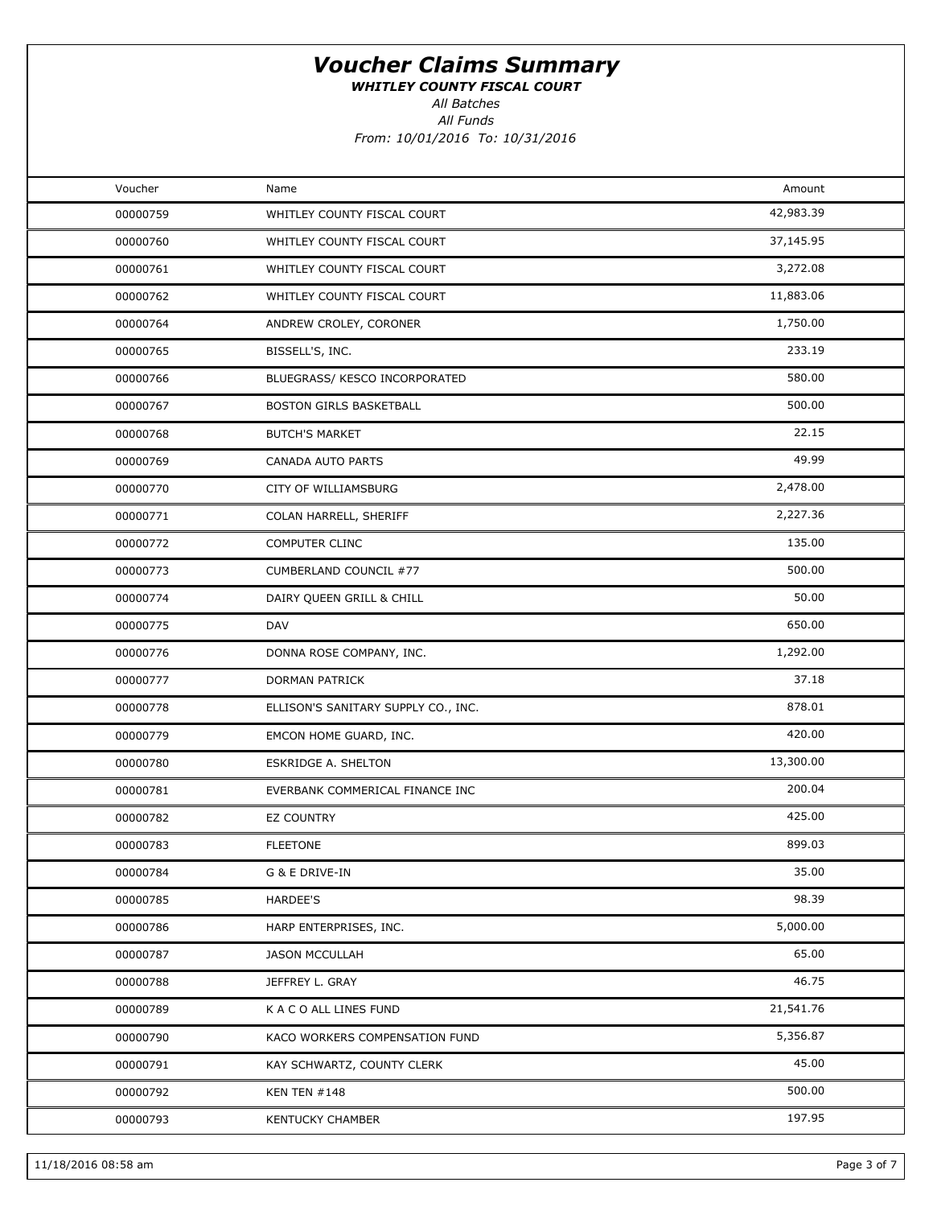# Voucher Claims Summary

***WHITLEY COUNTY FISCAL COURT***

*All Batches*

*All Funds*

*From: 10/01/2016 To: 10/31/2016*

| Voucher | Name | Amount |
|---|---|---|
| 00000759 | WHITLEY COUNTY FISCAL COURT | 42,983.39 |
| 00000760 | WHITLEY COUNTY FISCAL COURT | 37,145.95 |
| 00000761 | WHITLEY COUNTY FISCAL COURT | 3,272.08 |
| 00000762 | WHITLEY COUNTY FISCAL COURT | 11,883.06 |
| 00000764 | ANDREW CROLEY, CORONER | 1,750.00 |
| 00000765 | BISSELL'S, INC. | 233.19 |
| 00000766 | BLUEGRASS/ KESCO INCORPORATED | 580.00 |
| 00000767 | BOSTON GIRLS BASKETBALL | 500.00 |
| 00000768 | BUTCH'S MARKET | 22.15 |
| 00000769 | CANADA AUTO PARTS | 49.99 |
| 00000770 | CITY OF WILLIAMSBURG | 2,478.00 |
| 00000771 | COLAN HARRELL, SHERIFF | 2,227.36 |
| 00000772 | COMPUTER CLINC | 135.00 |
| 00000773 | CUMBERLAND COUNCIL #77 | 500.00 |
| 00000774 | DAIRY QUEEN GRILL & CHILL | 50.00 |
| 00000775 | DAV | 650.00 |
| 00000776 | DONNA ROSE COMPANY, INC. | 1,292.00 |
| 00000777 | DORMAN PATRICK | 37.18 |
| 00000778 | ELLISON'S SANITARY SUPPLY CO., INC. | 878.01 |
| 00000779 | EMCON HOME GUARD, INC. | 420.00 |
| 00000780 | ESKRIDGE A. SHELTON | 13,300.00 |
| 00000781 | EVERBANK COMMERICAL FINANCE INC | 200.04 |
| 00000782 | EZ COUNTRY | 425.00 |
| 00000783 | FLEETONE | 899.03 |
| 00000784 | G & E DRIVE-IN | 35.00 |
| 00000785 | HARDEE'S | 98.39 |
| 00000786 | HARP ENTERPRISES, INC. | 5,000.00 |
| 00000787 | JASON MCCULLAH | 65.00 |
| 00000788 | JEFFREY L. GRAY | 46.75 |
| 00000789 | K A C O ALL LINES FUND | 21,541.76 |
| 00000790 | KACO WORKERS COMPENSATION FUND | 5,356.87 |
| 00000791 | KAY SCHWARTZ, COUNTY CLERK | 45.00 |
| 00000792 | KEN TEN #148 | 500.00 |
| 00000793 | KENTUCKY CHAMBER | 197.95 |

11/18/2016 08:58 am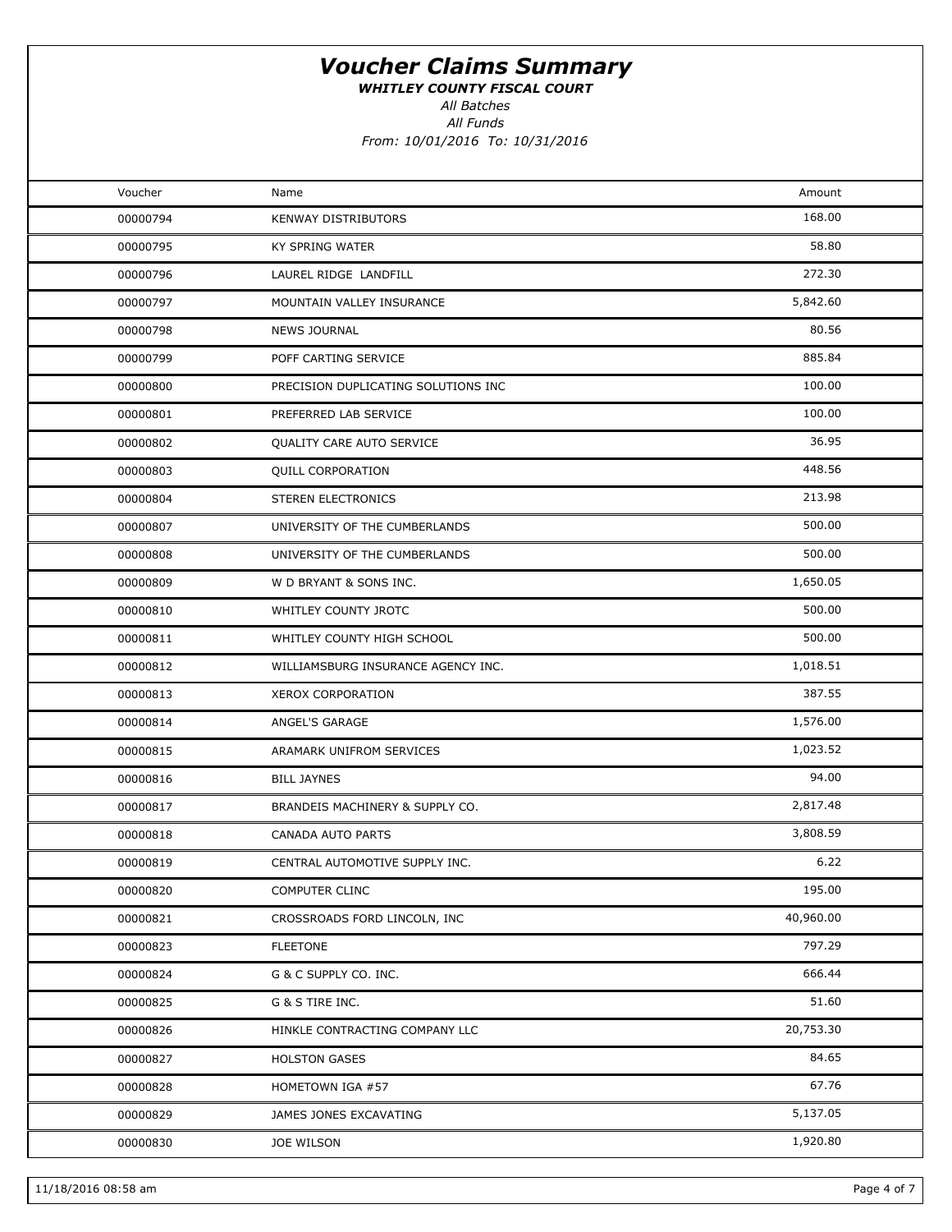# Voucher Claims Summary

***WHITLEY COUNTY FISCAL COURT***

*All Batches*

*All Funds*

*From: 10/01/2016 To: 10/31/2016*

| Voucher | Name | Amount |
|---|---|---|
| 00000794 | KENWAY DISTRIBUTORS | 168.00 |
| 00000795 | KY SPRING WATER | 58.80 |
| 00000796 | LAUREL RIDGE LANDFILL | 272.30 |
| 00000797 | MOUNTAIN VALLEY INSURANCE | 5,842.60 |
| 00000798 | NEWS JOURNAL | 80.56 |
| 00000799 | POFF CARTING SERVICE | 885.84 |
| 00000800 | PRECISION DUPLICATING SOLUTIONS INC | 100.00 |
| 00000801 | PREFERRED LAB SERVICE | 100.00 |
| 00000802 | QUALITY CARE AUTO SERVICE | 36.95 |
| 00000803 | QUILL CORPORATION | 448.56 |
| 00000804 | STEREN ELECTRONICS | 213.98 |
| 00000807 | UNIVERSITY OF THE CUMBERLANDS | 500.00 |
| 00000808 | UNIVERSITY OF THE CUMBERLANDS | 500.00 |
| 00000809 | W D BRYANT & SONS INC. | 1,650.05 |
| 00000810 | WHITLEY COUNTY JROTC | 500.00 |
| 00000811 | WHITLEY COUNTY HIGH SCHOOL | 500.00 |
| 00000812 | WILLIAMSBURG INSURANCE AGENCY INC. | 1,018.51 |
| 00000813 | XEROX CORPORATION | 387.55 |
| 00000814 | ANGEL'S GARAGE | 1,576.00 |
| 00000815 | ARAMARK UNIFROM SERVICES | 1,023.52 |
| 00000816 | BILL JAYNES | 94.00 |
| 00000817 | BRANDEIS MACHINERY & SUPPLY CO. | 2,817.48 |
| 00000818 | CANADA AUTO PARTS | 3,808.59 |
| 00000819 | CENTRAL AUTOMOTIVE SUPPLY INC. | 6.22 |
| 00000820 | COMPUTER CLINC | 195.00 |
| 00000821 | CROSSROADS FORD LINCOLN, INC | 40,960.00 |
| 00000823 | FLEETONE | 797.29 |
| 00000824 | G & C SUPPLY CO. INC. | 666.44 |
| 00000825 | G & S TIRE INC. | 51.60 |
| 00000826 | HINKLE CONTRACTING COMPANY LLC | 20,753.30 |
| 00000827 | HOLSTON GASES | 84.65 |
| 00000828 | HOMETOWN IGA #57 | 67.76 |
| 00000829 | JAMES JONES EXCAVATING | 5,137.05 |
| 00000830 | JOE WILSON | 1,920.80 |

11/18/2016 08:58 am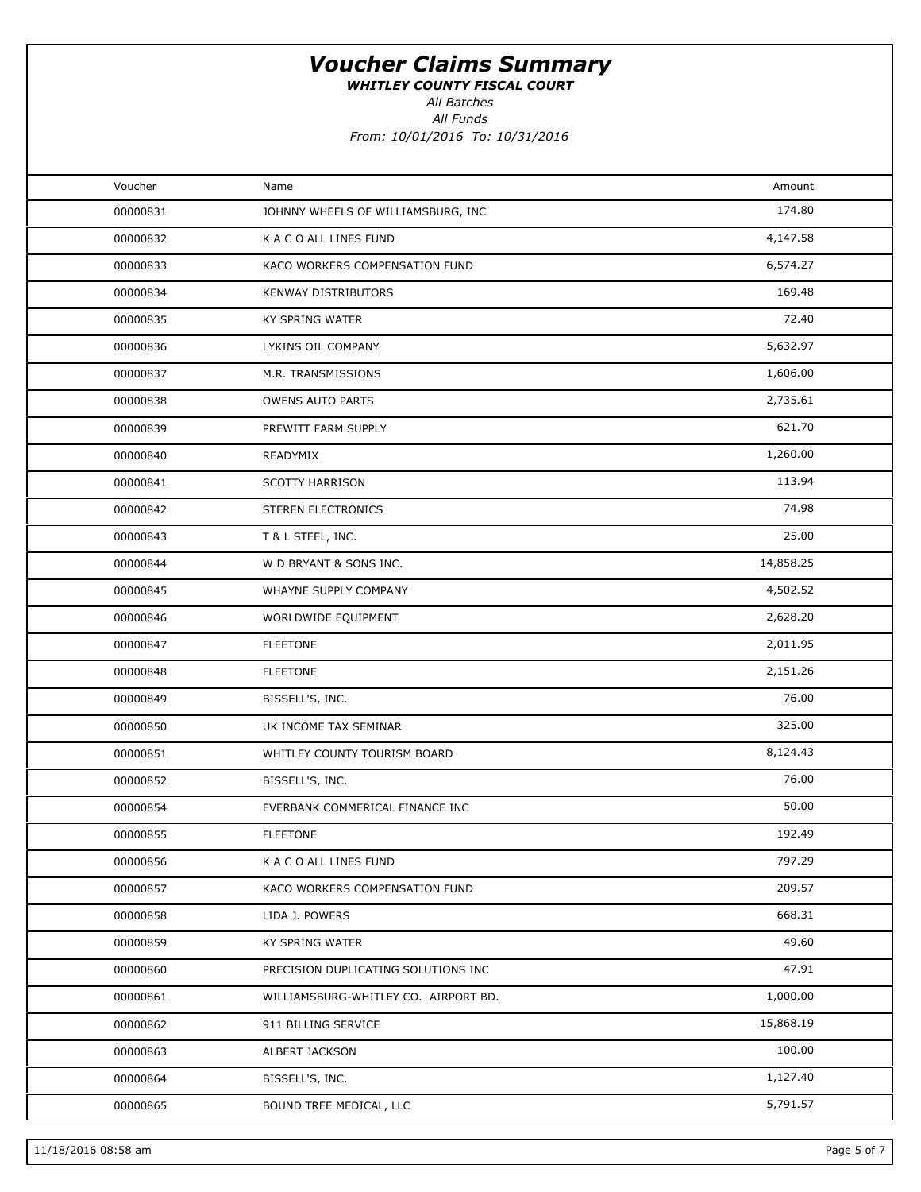# *Voucher Claims Summary*

***WHITLEY COUNTY FISCAL COURT***

*All Batches*

*All Funds*

*From: 10/01/2016 To: 10/31/2016*

| Voucher | Name | Amount |
|---|---|---|
| 00000831 | JOHNNY WHEELS OF WILLIAMSBURG, INC | 174.80 |
| 00000832 | K A C O ALL LINES FUND | 4,147.58 |
| 00000833 | KACO WORKERS COMPENSATION FUND | 6,574.27 |
| 00000834 | KENWAY DISTRIBUTORS | 169.48 |
| 00000835 | KY SPRING WATER | 72.40 |
| 00000836 | LYKINS OIL COMPANY | 5,632.97 |
| 00000837 | M.R. TRANSMISSIONS | 1,606.00 |
| 00000838 | OWENS AUTO PARTS | 2,735.61 |
| 00000839 | PREWITT FARM SUPPLY | 621.70 |
| 00000840 | READYMIX | 1,260.00 |
| 00000841 | SCOTTY HARRISON | 113.94 |
| 00000842 | STEREN ELECTRONICS | 74.98 |
| 00000843 | T & L STEEL, INC. | 25.00 |
| 00000844 | W D BRYANT & SONS INC. | 14,858.25 |
| 00000845 | WHAYNE SUPPLY COMPANY | 4,502.52 |
| 00000846 | WORLDWIDE EQUIPMENT | 2,628.20 |
| 00000847 | FLEETONE | 2,011.95 |
| 00000848 | FLEETONE | 2,151.26 |
| 00000849 | BISSELL'S, INC. | 76.00 |
| 00000850 | UK INCOME TAX SEMINAR | 325.00 |
| 00000851 | WHITLEY COUNTY TOURISM BOARD | 8,124.43 |
| 00000852 | BISSELL'S, INC. | 76.00 |
| 00000854 | EVERBANK COMMERICAL FINANCE INC | 50.00 |
| 00000855 | FLEETONE | 192.49 |
| 00000856 | K A C O ALL LINES FUND | 797.29 |
| 00000857 | KACO WORKERS COMPENSATION FUND | 209.57 |
| 00000858 | LIDA J. POWERS | 668.31 |
| 00000859 | KY SPRING WATER | 49.60 |
| 00000860 | PRECISION DUPLICATING SOLUTIONS INC | 47.91 |
| 00000861 | WILLIAMSBURG-WHITLEY CO. AIRPORT BD. | 1,000.00 |
| 00000862 | 911 BILLING SERVICE | 15,868.19 |
| 00000863 | ALBERT JACKSON | 100.00 |
| 00000864 | BISSELL'S, INC. | 1,127.40 |
| 00000865 | BOUND TREE MEDICAL, LLC | 5,791.57 |

11/18/2016 08:58 am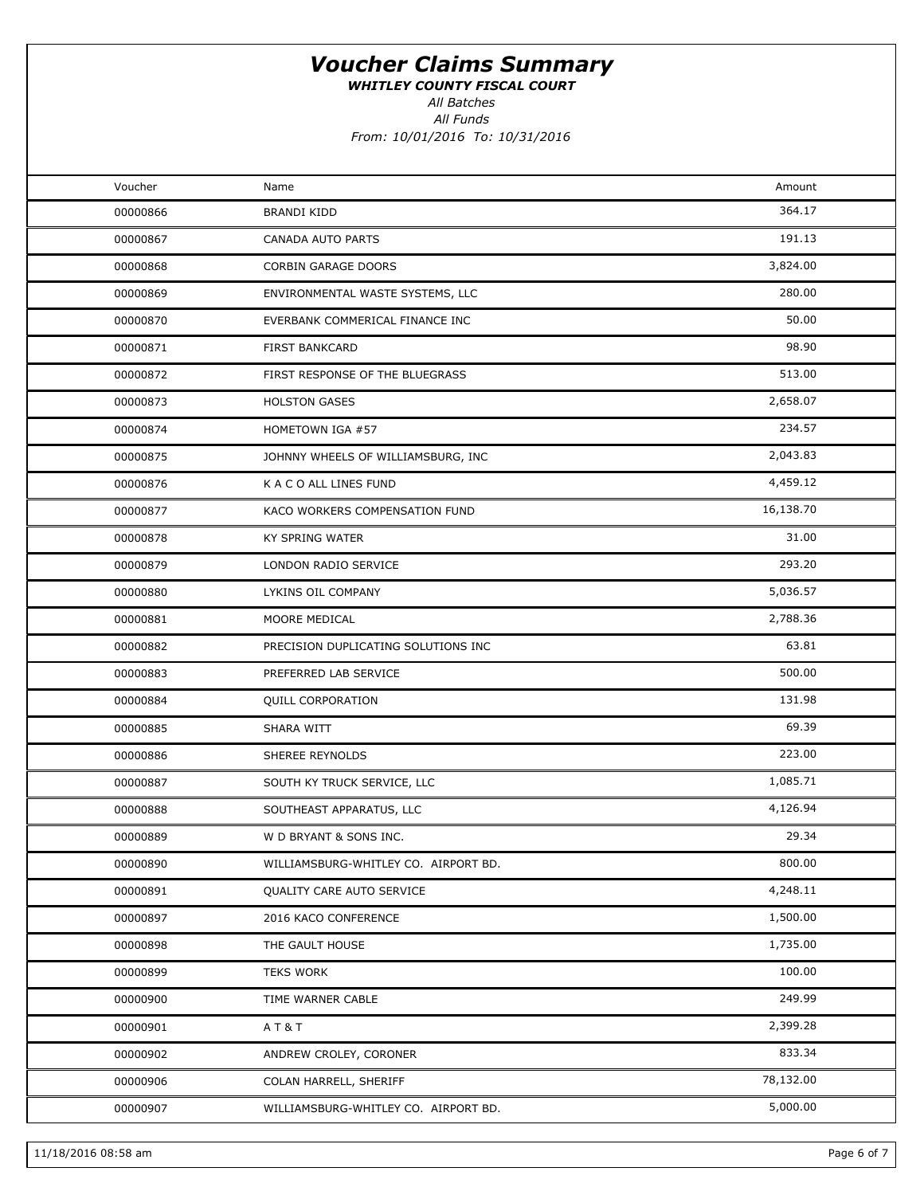# *Voucher Claims Summary*

***WHITLEY COUNTY FISCAL COURT***

*All Batches*

*All Funds*

*From: 10/01/2016 To: 10/31/2016*

| Voucher | Name | Amount |
|---|---|---|
| 00000866 | BRANDI KIDD | 364.17 |
| 00000867 | CANADA AUTO PARTS | 191.13 |
| 00000868 | CORBIN GARAGE DOORS | 3,824.00 |
| 00000869 | ENVIRONMENTAL WASTE SYSTEMS, LLC | 280.00 |
| 00000870 | EVERBANK COMMERICAL FINANCE INC | 50.00 |
| 00000871 | FIRST BANKCARD | 98.90 |
| 00000872 | FIRST RESPONSE OF THE BLUEGRASS | 513.00 |
| 00000873 | HOLSTON GASES | 2,658.07 |
| 00000874 | HOMETOWN IGA #57 | 234.57 |
| 00000875 | JOHNNY WHEELS OF WILLIAMSBURG, INC | 2,043.83 |
| 00000876 | K A C O ALL LINES FUND | 4,459.12 |
| 00000877 | KACO WORKERS COMPENSATION FUND | 16,138.70 |
| 00000878 | KY SPRING WATER | 31.00 |
| 00000879 | LONDON RADIO SERVICE | 293.20 |
| 00000880 | LYKINS OIL COMPANY | 5,036.57 |
| 00000881 | MOORE MEDICAL | 2,788.36 |
| 00000882 | PRECISION DUPLICATING SOLUTIONS INC | 63.81 |
| 00000883 | PREFERRED LAB SERVICE | 500.00 |
| 00000884 | QUILL CORPORATION | 131.98 |
| 00000885 | SHARA WITT | 69.39 |
| 00000886 | SHEREE REYNOLDS | 223.00 |
| 00000887 | SOUTH KY TRUCK SERVICE, LLC | 1,085.71 |
| 00000888 | SOUTHEAST APPARATUS, LLC | 4,126.94 |
| 00000889 | W D BRYANT & SONS INC. | 29.34 |
| 00000890 | WILLIAMSBURG-WHITLEY CO. AIRPORT BD. | 800.00 |
| 00000891 | QUALITY CARE AUTO SERVICE | 4,248.11 |
| 00000897 | 2016 KACO CONFERENCE | 1,500.00 |
| 00000898 | THE GAULT HOUSE | 1,735.00 |
| 00000899 | TEKS WORK | 100.00 |
| 00000900 | TIME WARNER CABLE | 249.99 |
| 00000901 | A T & T | 2,399.28 |
| 00000902 | ANDREW CROLEY, CORONER | 833.34 |
| 00000906 | COLAN HARRELL, SHERIFF | 78,132.00 |
| 00000907 | WILLIAMSBURG-WHITLEY CO. AIRPORT BD. | 5,000.00 |

11/18/2016 08:58 am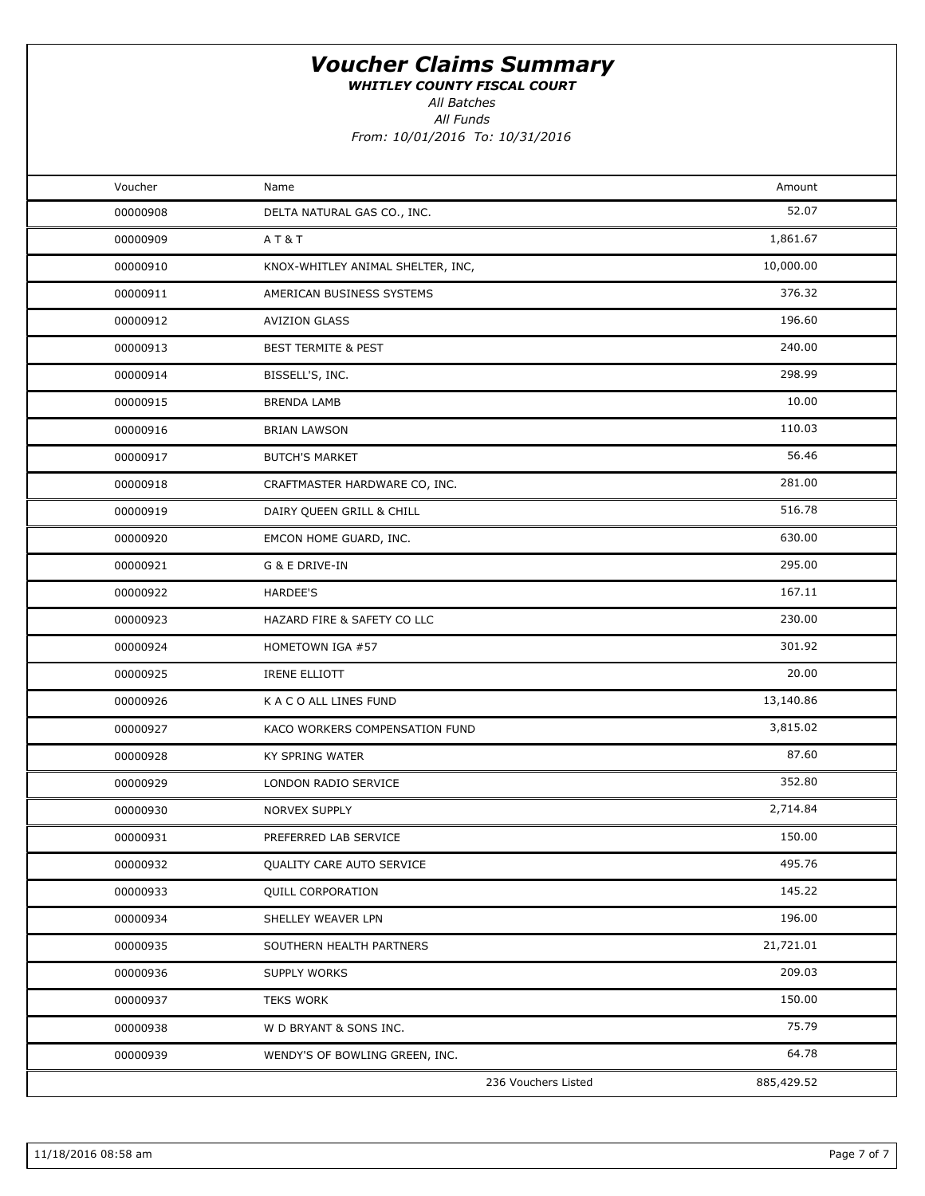# Voucher Claims Summary

***WHITLEY COUNTY FISCAL COURT***

*All Batches*

*All Funds*

*From: 10/01/2016 To: 10/31/2016*

| Voucher | Name | Amount |
|---|---|---|
| 00000908 | DELTA NATURAL GAS CO., INC. | 52.07 |
| 00000909 | A T & T | 1,861.67 |
| 00000910 | KNOX-WHITLEY ANIMAL SHELTER, INC, | 10,000.00 |
| 00000911 | AMERICAN BUSINESS SYSTEMS | 376.32 |
| 00000912 | AVIZION GLASS | 196.60 |
| 00000913 | BEST TERMITE & PEST | 240.00 |
| 00000914 | BISSELL'S, INC. | 298.99 |
| 00000915 | BRENDA LAMB | 10.00 |
| 00000916 | BRIAN LAWSON | 110.03 |
| 00000917 | BUTCH'S MARKET | 56.46 |
| 00000918 | CRAFTMASTER HARDWARE CO, INC. | 281.00 |
| 00000919 | DAIRY QUEEN GRILL & CHILL | 516.78 |
| 00000920 | EMCON HOME GUARD, INC. | 630.00 |
| 00000921 | G & E DRIVE-IN | 295.00 |
| 00000922 | HARDEE'S | 167.11 |
| 00000923 | HAZARD FIRE & SAFETY CO LLC | 230.00 |
| 00000924 | HOMETOWN IGA #57 | 301.92 |
| 00000925 | IRENE ELLIOTT | 20.00 |
| 00000926 | K A C O ALL LINES FUND | 13,140.86 |
| 00000927 | KACO WORKERS COMPENSATION FUND | 3,815.02 |
| 00000928 | KY SPRING WATER | 87.60 |
| 00000929 | LONDON RADIO SERVICE | 352.80 |
| 00000930 | NORVEX SUPPLY | 2,714.84 |
| 00000931 | PREFERRED LAB SERVICE | 150.00 |
| 00000932 | QUALITY CARE AUTO SERVICE | 495.76 |
| 00000933 | QUILL CORPORATION | 145.22 |
| 00000934 | SHELLEY WEAVER LPN | 196.00 |
| 00000935 | SOUTHERN HEALTH PARTNERS | 21,721.01 |
| 00000936 | SUPPLY WORKS | 209.03 |
| 00000937 | TEKS WORK | 150.00 |
| 00000938 | W D BRYANT & SONS INC. | 75.79 |
| 00000939 | WENDY'S OF BOWLING GREEN, INC. | 64.78 |
| | 236 Vouchers Listed | 885,429.52 |

11/18/2016 08:58 am